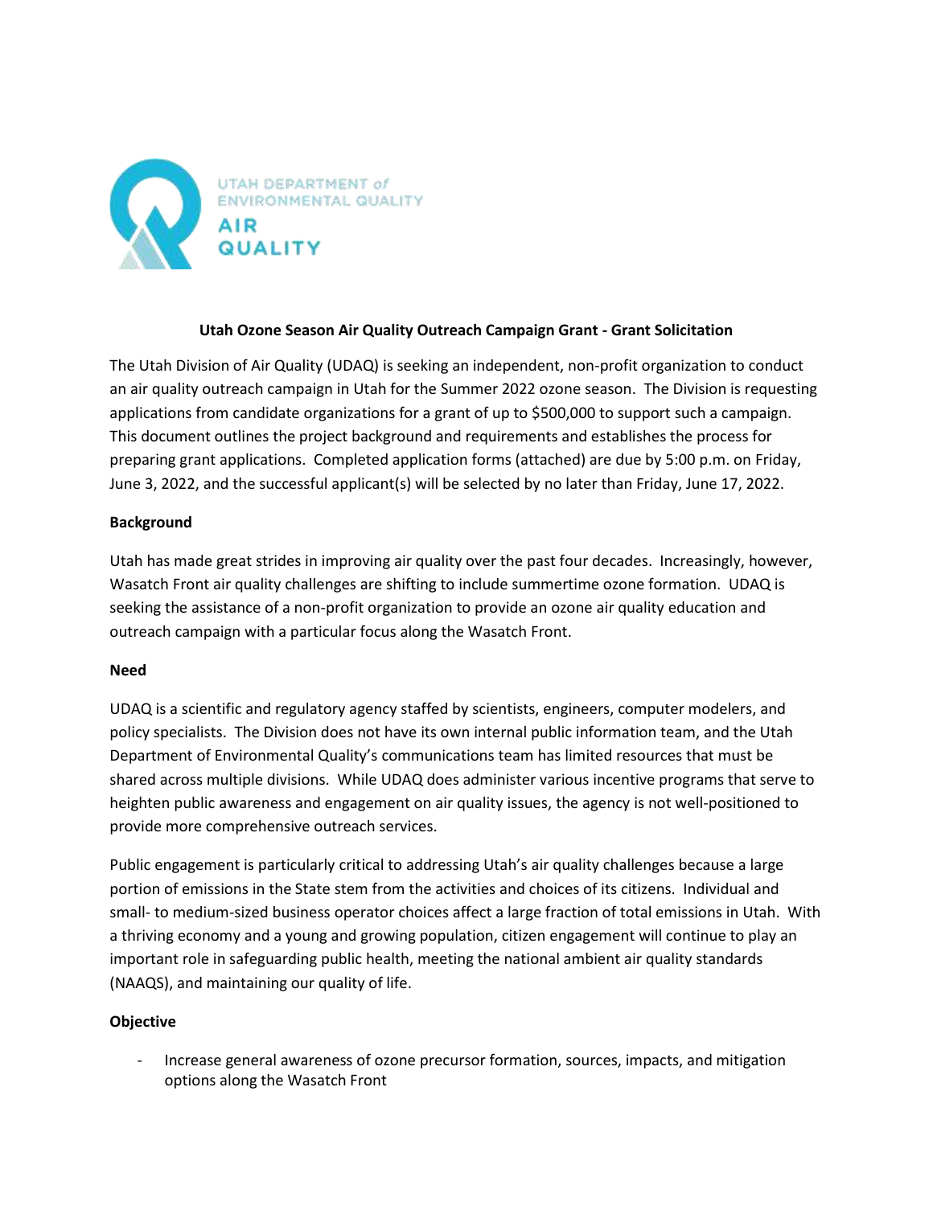UTAH DEPARTMENT of ENVIRONMENTAL QUALITY

AIR QUALITY

**Utah Ozone Season Air Quality Outreach Campaign Grant - Grant Solicitation**

The Utah Division of Air Quality (UDAQ) is seeking an independent, non-profit organization to conduct an air quality outreach campaign in Utah for the Summer 2022 ozone season. The Division is requesting applications from candidate organizations for a grant of up to $500,000 to support such a campaign. This document outlines the project background and requirements and establishes the process for preparing grant applications. Completed application forms (attached) are due by 5:00 p.m. on Friday, June 3, 2022, and the successful applicant(s) will be selected by no later than Friday, June 17, 2022.

**Background**

Utah has made great strides in improving air quality over the past four decades. Increasingly, however, Wasatch Front air quality challenges are shifting to include summertime ozone formation. UDAQ is seeking the assistance of a non-profit organization to provide an ozone air quality education and outreach campaign with a particular focus along the Wasatch Front.

**Need**

UDAQ is a scientific and regulatory agency staffed by scientists, engineers, computer modelers, and policy specialists. The Division does not have its own internal public information team, and the Utah Department of Environmental Quality's communications team has limited resources that must be shared across multiple divisions. While UDAQ does administer various incentive programs that serve to heighten public awareness and engagement on air quality issues, the agency is not well-positioned to provide more comprehensive outreach services.

Public engagement is particularly critical to addressing Utah's air quality challenges because a large portion of emissions in the State stem from the activities and choices of its citizens. Individual and small- to medium-sized business operator choices affect a large fraction of total emissions in Utah. With a thriving economy and a young and growing population, citizen engagement will continue to play an important role in safeguarding public health, meeting the national ambient air quality standards (NAAQS), and maintaining our quality of life.

**Objective**

- Increase general awareness of ozone precursor formation, sources, impacts, and mitigation options along the Wasatch Front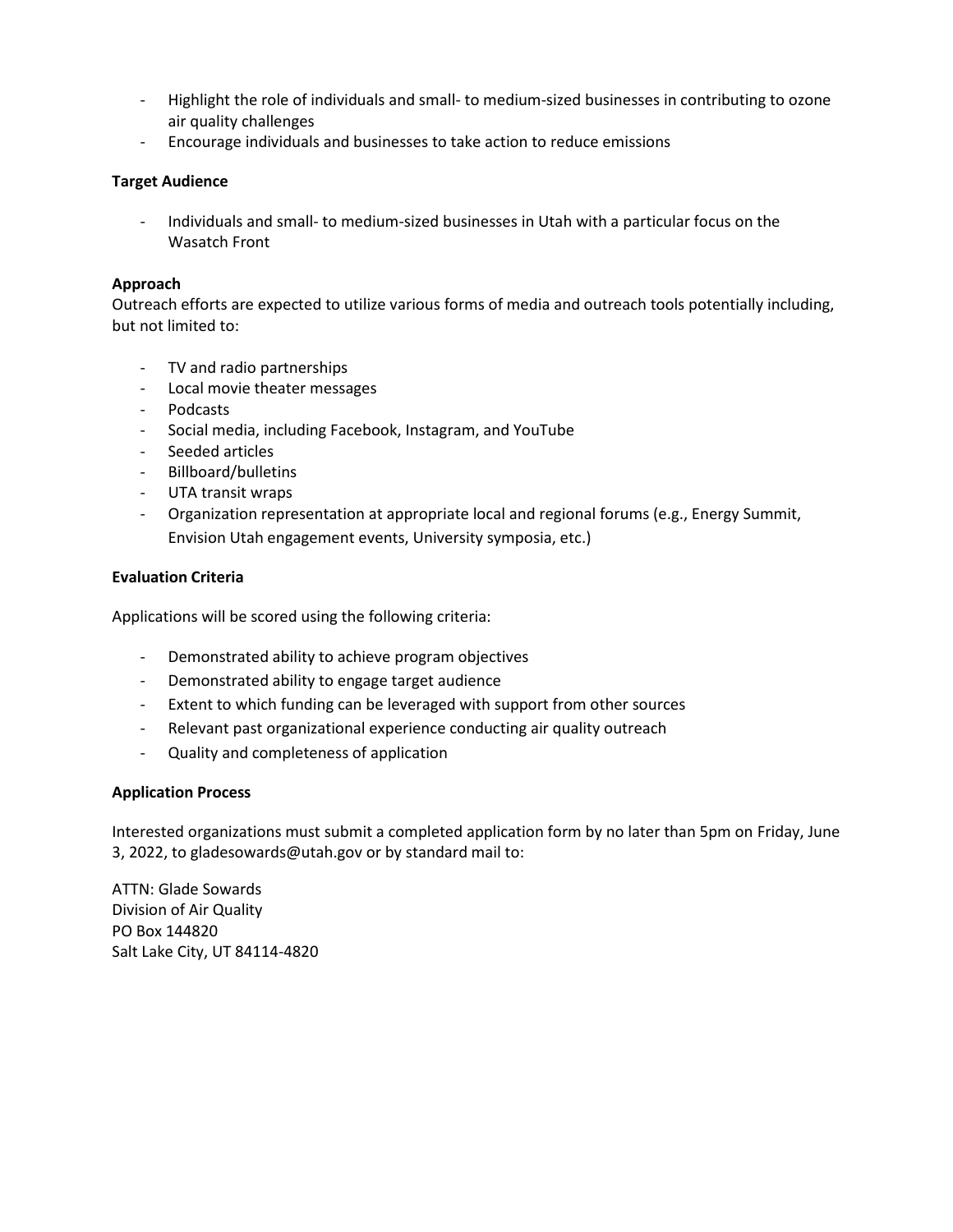- Highlight the role of individuals and small- to medium-sized businesses in contributing to ozone air quality challenges
- Encourage individuals and businesses to take action to reduce emissions

**Target Audience**

- Individuals and small- to medium-sized businesses in Utah with a particular focus on the Wasatch Front

**Approach**

Outreach efforts are expected to utilize various forms of media and outreach tools potentially including, but not limited to:

- TV and radio partnerships
- Local movie theater messages
- Podcasts
- Social media, including Facebook, Instagram, and YouTube
- Seeded articles
- Billboard/bulletins
- UTA transit wraps
- Organization representation at appropriate local and regional forums (e.g., Energy Summit, Envision Utah engagement events, University symposia, etc.)

**Evaluation Criteria**

Applications will be scored using the following criteria:

- Demonstrated ability to achieve program objectives
- Demonstrated ability to engage target audience
- Extent to which funding can be leveraged with support from other sources
- Relevant past organizational experience conducting air quality outreach
- Quality and completeness of application

**Application Process**

Interested organizations must submit a completed application form by no later than 5pm on Friday, June 3, 2022, to gladesowards@utah.gov or by standard mail to:

ATTN: Glade Sowards
Division of Air Quality
PO Box 144820
Salt Lake City, UT 84114-4820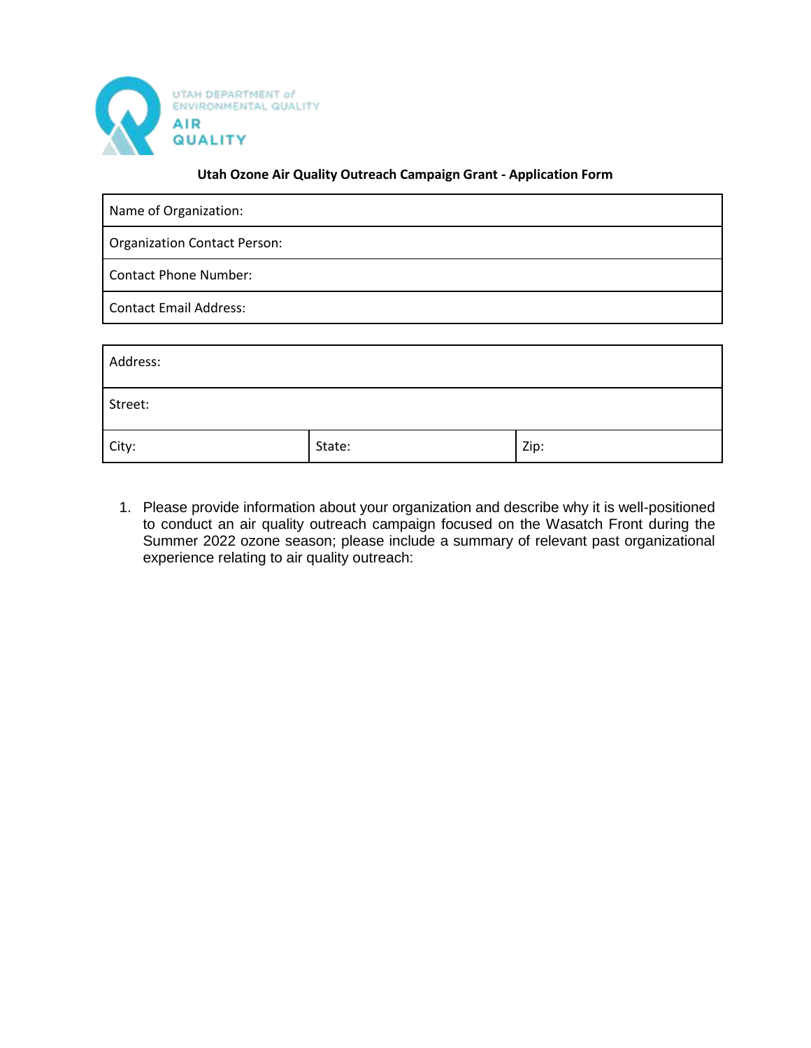UTAH DEPARTMENT of ENVIRONMENTAL QUALITY

AIR QUALITY

**Utah Ozone Air Quality Outreach Campaign Grant - Application Form**

| Name of Organization: |
| --- |
| Organization Contact Person: |
| Contact Phone Number: |
| Contact Email Address: |

| Address: | | |
| --- | --- | --- |
| Street: | | |
| City: | State: | Zip: |

1. Please provide information about your organization and describe why it is well-positioned to conduct an air quality outreach campaign focused on the Wasatch Front during the Summer 2022 ozone season; please include a summary of relevant past organizational experience relating to air quality outreach: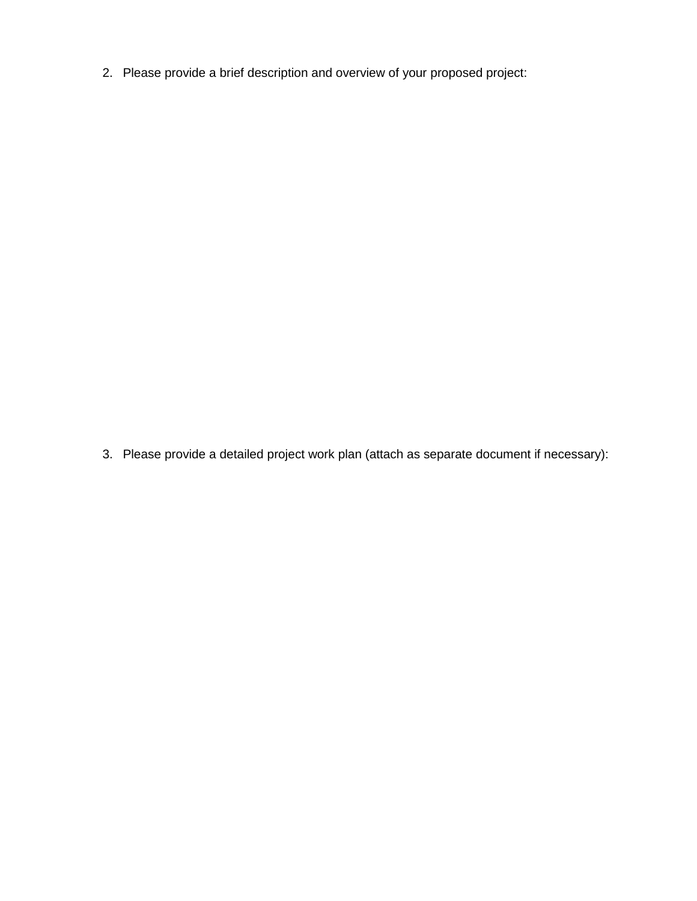2. Please provide a brief description and overview of your proposed project:

3. Please provide a detailed project work plan (attach as separate document if necessary):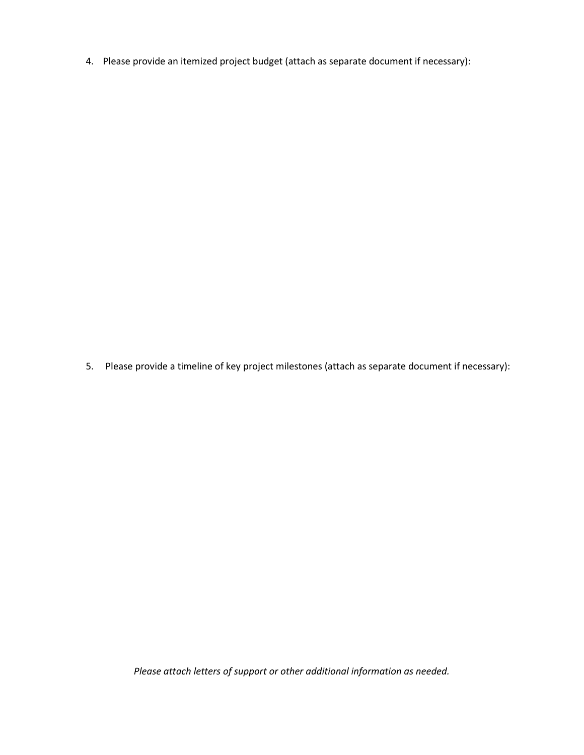4. Please provide an itemized project budget (attach as separate document if necessary):

5. Please provide a timeline of key project milestones (attach as separate document if necessary):

*Please attach letters of support or other additional information as needed.*